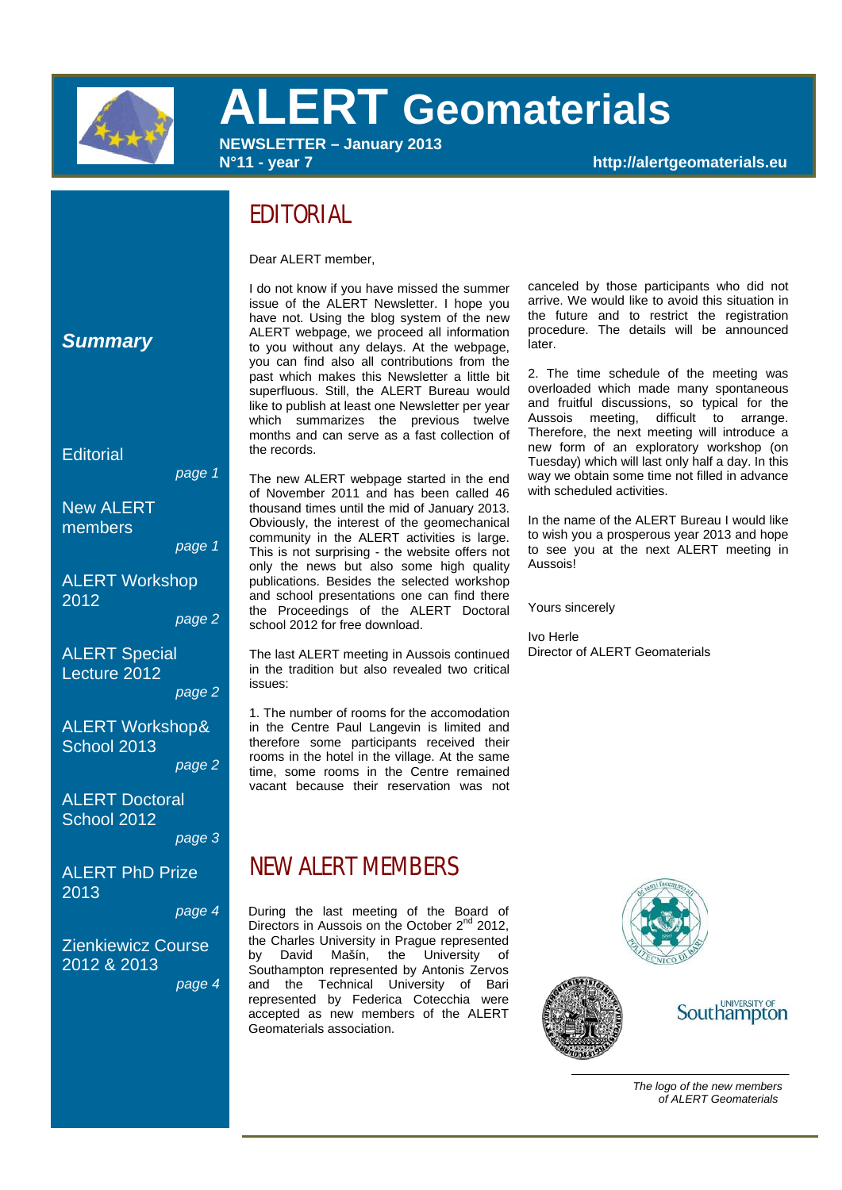# ALERT Geomaterials

**NEWSLETTER – January 2013**
**N°11 - year 7**
**http://alertgeomaterials.eu**

***Summary***

Editorial — *page 1*

New ALERT members — *page 1*

ALERT Workshop 2012 — *page 2*

ALERT Special Lecture 2012 — *page 2*

ALERT Workshop& School 2013 — *page 2*

ALERT Doctoral School 2012 — *page 3*

ALERT PhD Prize 2013 — *page 4*

Zienkiewicz Course 2012 & 2013 — *page 4*

## EDITORIAL

Dear ALERT member,

I do not know if you have missed the summer issue of the ALERT Newsletter. I hope you have not. Using the blog system of the new ALERT webpage, we proceed all information to you without any delays. At the webpage, you can find also all contributions from the past which makes this Newsletter a little bit superfluous. Still, the ALERT Bureau would like to publish at least one Newsletter per year which summarizes the previous twelve months and can serve as a fast collection of the records.

The new ALERT webpage started in the end of November 2011 and has been called 46 thousand times until the mid of January 2013. Obviously, the interest of the geomechanical community in the ALERT activities is large. This is not surprising - the website offers not only the news but also some high quality publications. Besides the selected workshop and school presentations one can find there the Proceedings of the ALERT Doctoral school 2012 for free download.

The last ALERT meeting in Aussois continued in the tradition but also revealed two critical issues:

1. The number of rooms for the accomodation in the Centre Paul Langevin is limited and therefore some participants received their rooms in the hotel in the village. At the same time, some rooms in the Centre remained vacant because their reservation was not canceled by those participants who did not arrive. We would like to avoid this situation in the future and to restrict the registration procedure. The details will be announced later.

2. The time schedule of the meeting was overloaded which made many spontaneous and fruitful discussions, so typical for the Aussois meeting, difficult to arrange. Therefore, the next meeting will introduce a new form of an exploratory workshop (on Tuesday) which will last only half a day. In this way we obtain some time not filled in advance with scheduled activities.

In the name of the ALERT Bureau I would like to wish you a prosperous year 2013 and hope to see you at the next ALERT meeting in Aussois!

Yours sincerely

Ivo Herle
Director of ALERT Geomaterials

## NEW ALERT MEMBERS

During the last meeting of the Board of Directors in Aussois on the October 2[nd] 2012, the Charles University in Prague represented by David Mašín, the University of Southampton represented by Antonis Zervos and the Technical University of Bari represented by Federica Cotecchia were accepted as new members of the ALERT Geomaterials association.

*The logo of the new members of ALERT Geomaterials*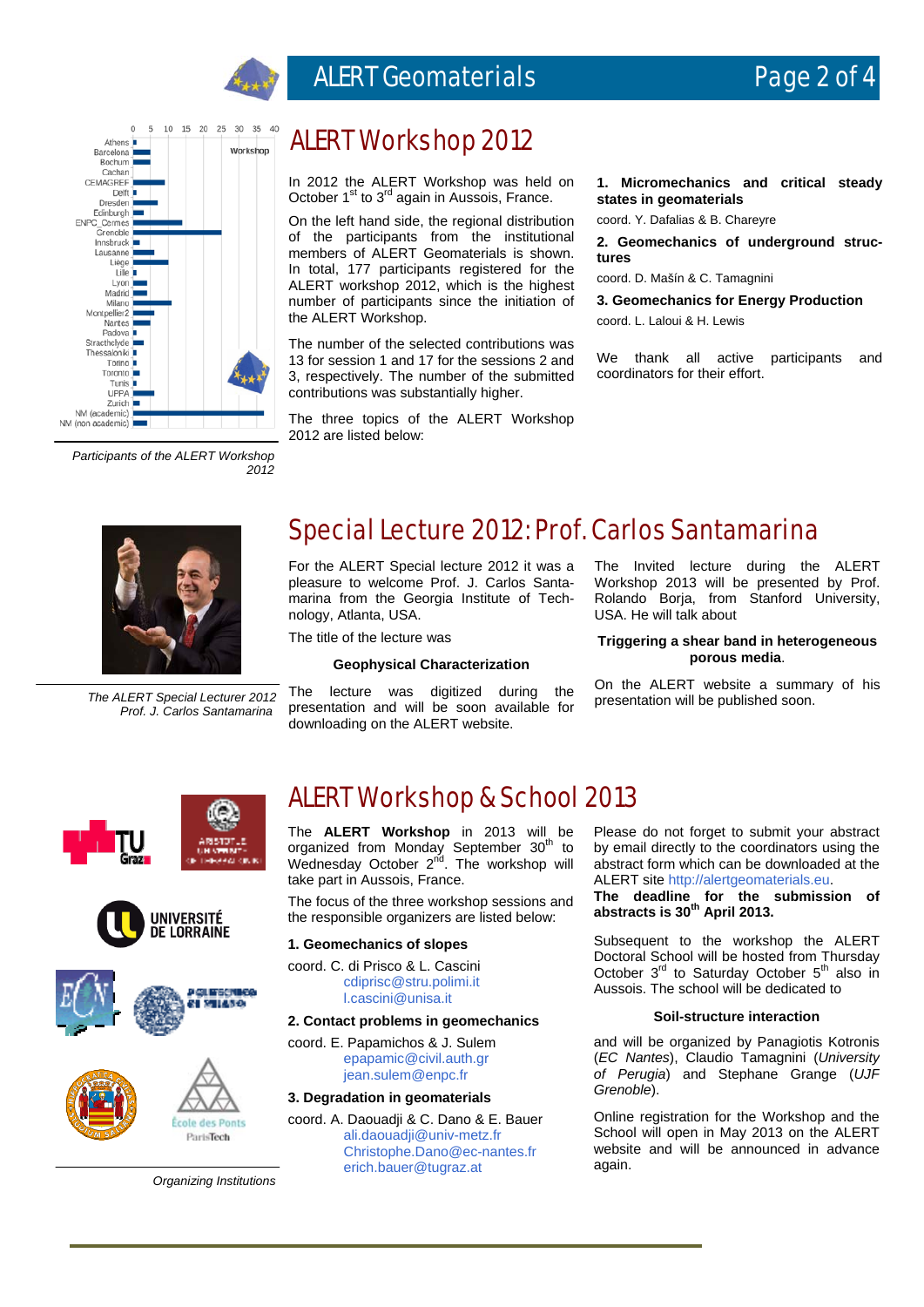# ALERT Workshop 2012

In 2012 the ALERT Workshop was held on October 1st to 3rd again in Aussois, France.

On the left hand side, the regional distribution of the participants from the institutional members of ALERT Geomaterials is shown. In total, 177 participants registered for the ALERT workshop 2012, which is the highest number of participants since the initiation of the ALERT Workshop.

The number of the selected contributions was 13 for session 1 and 17 for the sessions 2 and 3, respectively. The number of the submitted contributions was substantially higher.

The three topics of the ALERT Workshop 2012 are listed below:

**1. Micromechanics and critical steady states in geomaterials**

coord. Y. Dafalias & B. Chareyre

**2. Geomechanics of underground structures**

coord. D. Mašín & C. Tamagnini

**3. Geomechanics for Energy Production**

coord. L. Laloui & H. Lewis

We thank all active participants and coordinators for their effort.

*Participants of the ALERT Workshop 2012*

# Special Lecture 2012: Prof. Carlos Santamarina

For the ALERT Special lecture 2012 it was a pleasure to welcome Prof. J. Carlos Santamarina from the Georgia Institute of Technology, Atlanta, USA.

The title of the lecture was

**Geophysical Characterization**

The lecture was digitized during the presentation and will be soon available for downloading on the ALERT website.

The Invited lecture during the ALERT Workshop 2013 will be presented by Prof. Rolando Borja, from Stanford University, USA. He will talk about

**Triggering a shear band in heterogeneous porous media**.

On the ALERT website a summary of his presentation will be published soon.

*The ALERT Special Lecturer 2012 Prof. J. Carlos Santamarina*

# ALERT Workshop & School 2013

The **ALERT Workshop** in 2013 will be organized from Monday September 30th to Wednesday October 2nd. The workshop will take part in Aussois, France.

The focus of the three workshop sessions and the responsible organizers are listed below:

**1. Geomechanics of slopes**

coord. C. di Prisco & L. Cascini
cdiprisc@stru.polimi.it
l.cascini@unisa.it

**2. Contact problems in geomechanics**

coord. E. Papamichos & J. Sulem
epapamic@civil.auth.gr
jean.sulem@enpc.fr

**3. Degradation in geomaterials**

coord. A. Daouadji & C. Dano & E. Bauer
ali.daouadji@univ-metz.fr
Christophe.Dano@ec-nantes.fr
erich.bauer@tugraz.at

Please do not forget to submit your abstract by email directly to the coordinators using the abstract form which can be downloaded at the ALERT site http://alertgeomaterials.eu.
**The deadline for the submission of abstracts is 30th April 2013.**

Subsequent to the workshop the ALERT Doctoral School will be hosted from Thursday October 3rd to Saturday October 5th also in Aussois. The school will be dedicated to

**Soil-structure interaction**

and will be organized by Panagiotis Kotronis (*EC Nantes*), Claudio Tamagnini (*University of Perugia*) and Stephane Grange (*UJF Grenoble*).

Online registration for the Workshop and the School will open in May 2013 on the ALERT website and will be announced in advance again.

*Organizing Institutions*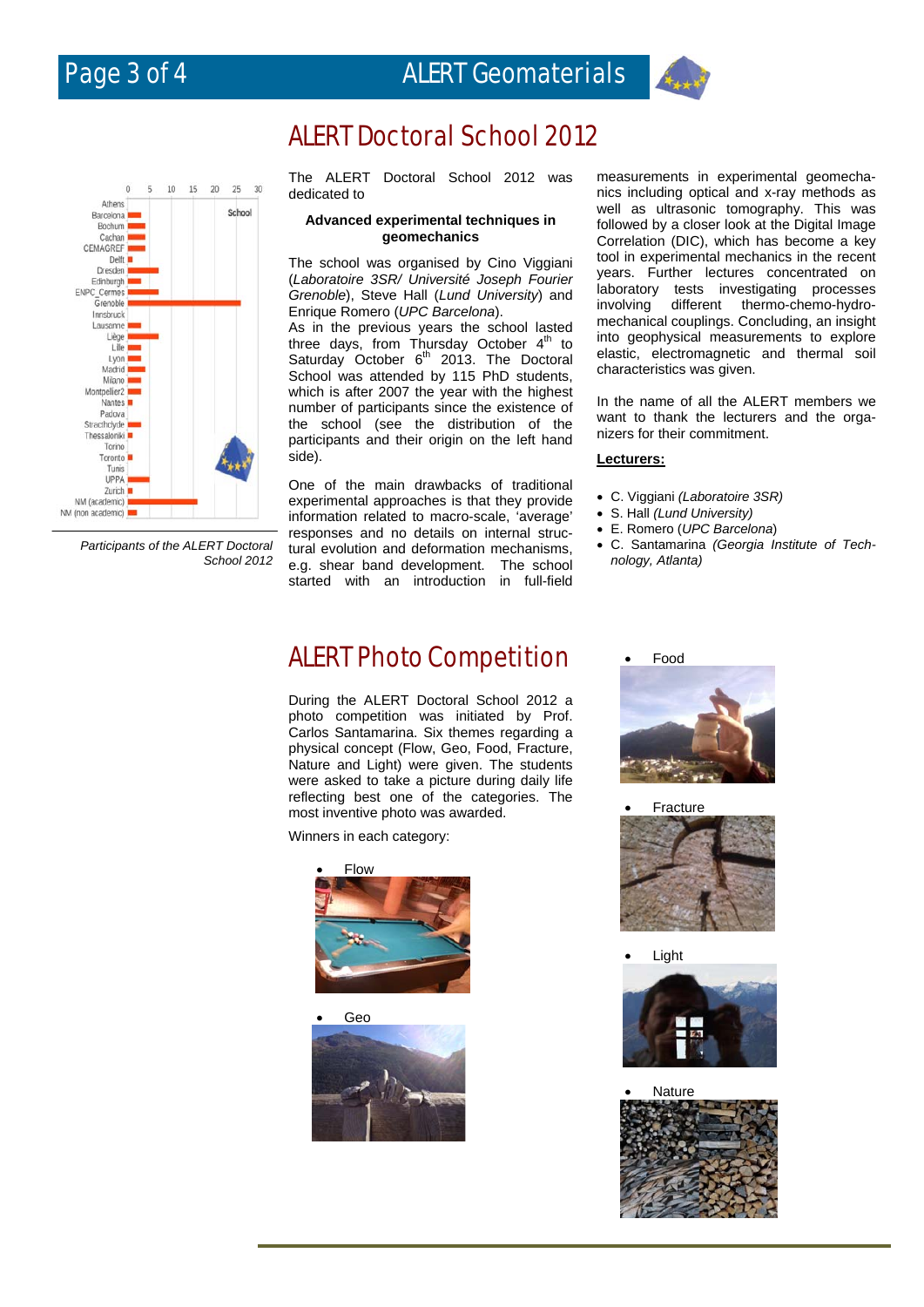# ALERT Doctoral School 2012

Participants of the ALERT Doctoral School 2012

The ALERT Doctoral School 2012 was dedicated to

**Advanced experimental techniques in geomechanics**

The school was organised by Cino Viggiani (*Laboratoire 3SR/ Université Joseph Fourier Grenoble*), Steve Hall (*Lund University*) and Enrique Romero (*UPC Barcelona*).

As in the previous years the school lasted three days, from Thursday October 4th to Saturday October 6th 2013. The Doctoral School was attended by 115 PhD students, which is after 2007 the year with the highest number of participants since the existence of the school (see the distribution of the participants and their origin on the left hand side).

One of the main drawbacks of traditional experimental approaches is that they provide information related to macro-scale, 'average' responses and no details on internal structural evolution and deformation mechanisms, e.g. shear band development. The school started with an introduction in full-field measurements in experimental geomechanics including optical and x-ray methods as well as ultrasonic tomography. This was followed by a closer look at the Digital Image Correlation (DIC), which has become a key tool in experimental mechanics in the recent years. Further lectures concentrated on laboratory tests investigating processes involving different thermo-chemo-hydro-mechanical couplings. Concluding, an insight into geophysical measurements to explore elastic, electromagnetic and thermal soil characteristics was given.

In the name of all the ALERT members we want to thank the lecturers and the organizers for their commitment.

**Lecturers:**

- C. Viggiani *(Laboratoire 3SR)*
- S. Hall *(Lund University)*
- E. Romero (*UPC Barcelona*)
- C. Santamarina *(Georgia Institute of Technology, Atlanta)*

# ALERT Photo Competition

During the ALERT Doctoral School 2012 a photo competition was initiated by Prof. Carlos Santamarina. Six themes regarding a physical concept (Flow, Geo, Food, Fracture, Nature and Light) were given. The students were asked to take a picture during daily life reflecting best one of the categories. The most inventive photo was awarded.

Winners in each category:

- Flow
- Geo
- Food
- Fracture
- Light
- Nature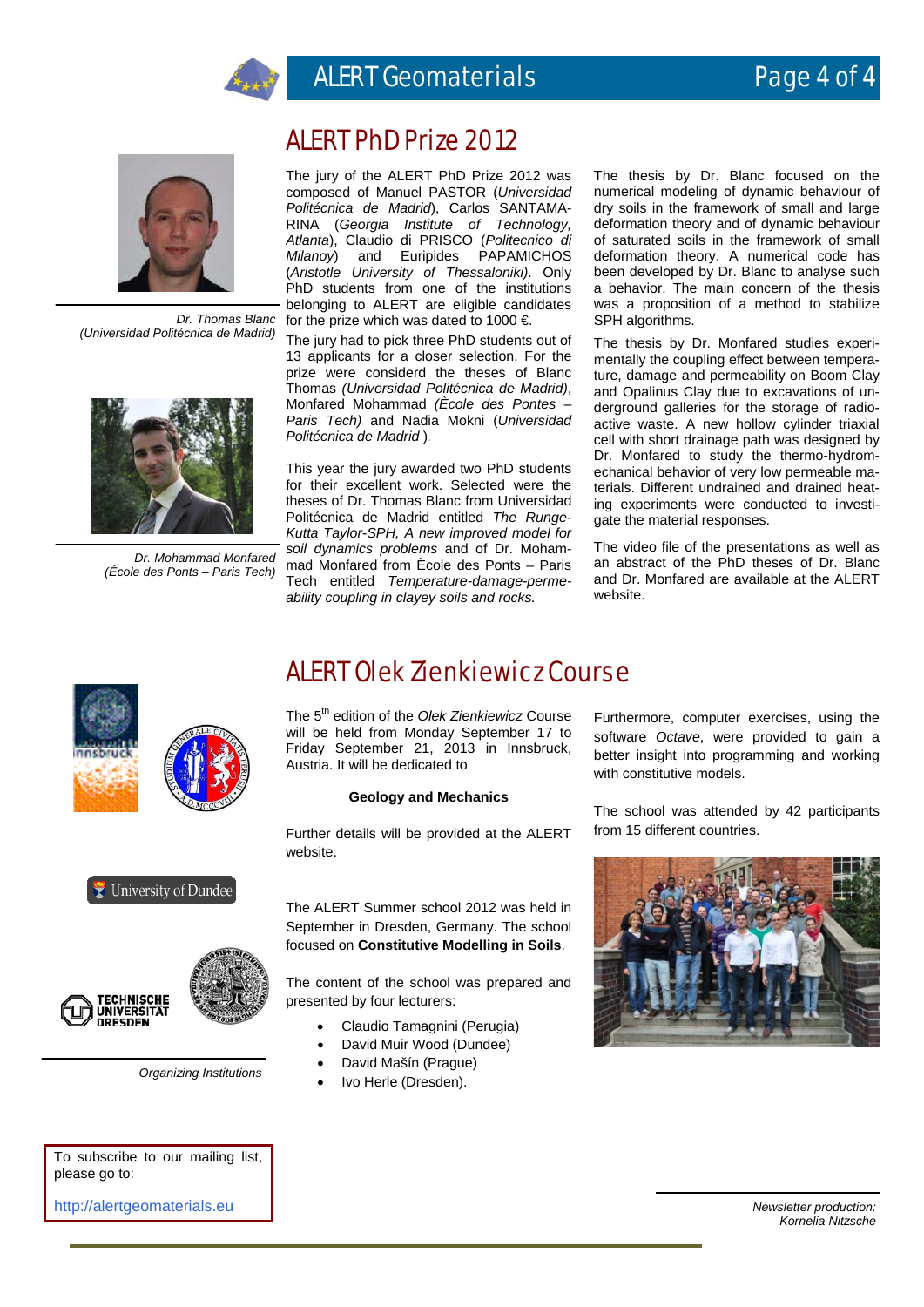## ALERT PhD Prize 2012

Dr. Thomas Blanc
*(Universidad Politécnica de Madrid)*

Dr. Mohammad Monfared
*(École des Ponts – Paris Tech)*

The jury of the ALERT PhD Prize 2012 was composed of Manuel PASTOR (*Universidad Politécnica de Madrid*), Carlos SANTAMARINA (*Georgia Institute of Technology, Atlanta*), Claudio di PRISCO (*Politecnico di Milanoy*) and Euripides PAPAMICHOS (*Aristotle University of Thessaloniki)*. Only PhD students from one of the institutions belonging to ALERT are eligible candidates for the prize which was dated to 1000 €.

The jury had to pick three PhD students out of 13 applicants for a closer selection. For the prize were considerd the theses of Blanc Thomas *(Universidad Politécnica de Madrid)*, Monfared Mohammad *(Ècole des Pontes – Paris Tech)* and Nadia Mokni (*Universidad Politécnica de Madrid* ).

This year the jury awarded two PhD students for their excellent work. Selected were the theses of Dr. Thomas Blanc from Universidad Politécnica de Madrid entitled *The Runge-Kutta Taylor-SPH, A new improved model for soil dynamics problems* and of Dr. Mohammad Monfared from Ècole des Ponts – Paris Tech entitled *Temperature-damage-permeability coupling in clayey soils and rocks.*

The thesis by Dr. Blanc focused on the numerical modeling of dynamic behaviour of dry soils in the framework of small and large deformation theory and of dynamic behaviour of saturated soils in the framework of small deformation theory. A numerical code has been developed by Dr. Blanc to analyse such a behavior. The main concern of the thesis was a proposition of a method to stabilize SPH algorithms.

The thesis by Dr. Monfared studies experimentally the coupling effect between temperature, damage and permeability on Boom Clay and Opalinus Clay due to excavations of underground galleries for the storage of radioactive waste. A new hollow cylinder triaxial cell with short drainage path was designed by Dr. Monfared to study the thermo-hydromechanical behavior of very low permeable materials. Different undrained and drained heating experiments were conducted to investigate the material responses.

The video file of the presentations as well as an abstract of the PhD theses of Dr. Blanc and Dr. Monfared are available at the ALERT website.

## ALERT Olek Zienkiewicz Course

The 5th edition of the *Olek Zienkiewicz* Course will be held from Monday September 17 to Friday September 21, 2013 in Innsbruck, Austria. It will be dedicated to

**Geology and Mechanics**

Further details will be provided at the ALERT website.

The ALERT Summer school 2012 was held in September in Dresden, Germany. The school focused on **Constitutive Modelling in Soils**.

The content of the school was prepared and presented by four lecturers:

- Claudio Tamagnini (Perugia)
- David Muir Wood (Dundee)
- David Mašín (Prague)
- Ivo Herle (Dresden).

Furthermore, computer exercises, using the software *Octave*, were provided to gain a better insight into programming and working with constitutive models.

The school was attended by 42 participants from 15 different countries.

University of Dundee

TECHNISCHE UNIVERSITÄT DRESDEN

*Organizing Institutions*

To subscribe to our mailing list, please go to:

http://alertgeomaterials.eu

*Newsletter production: Kornelia Nitzsche*